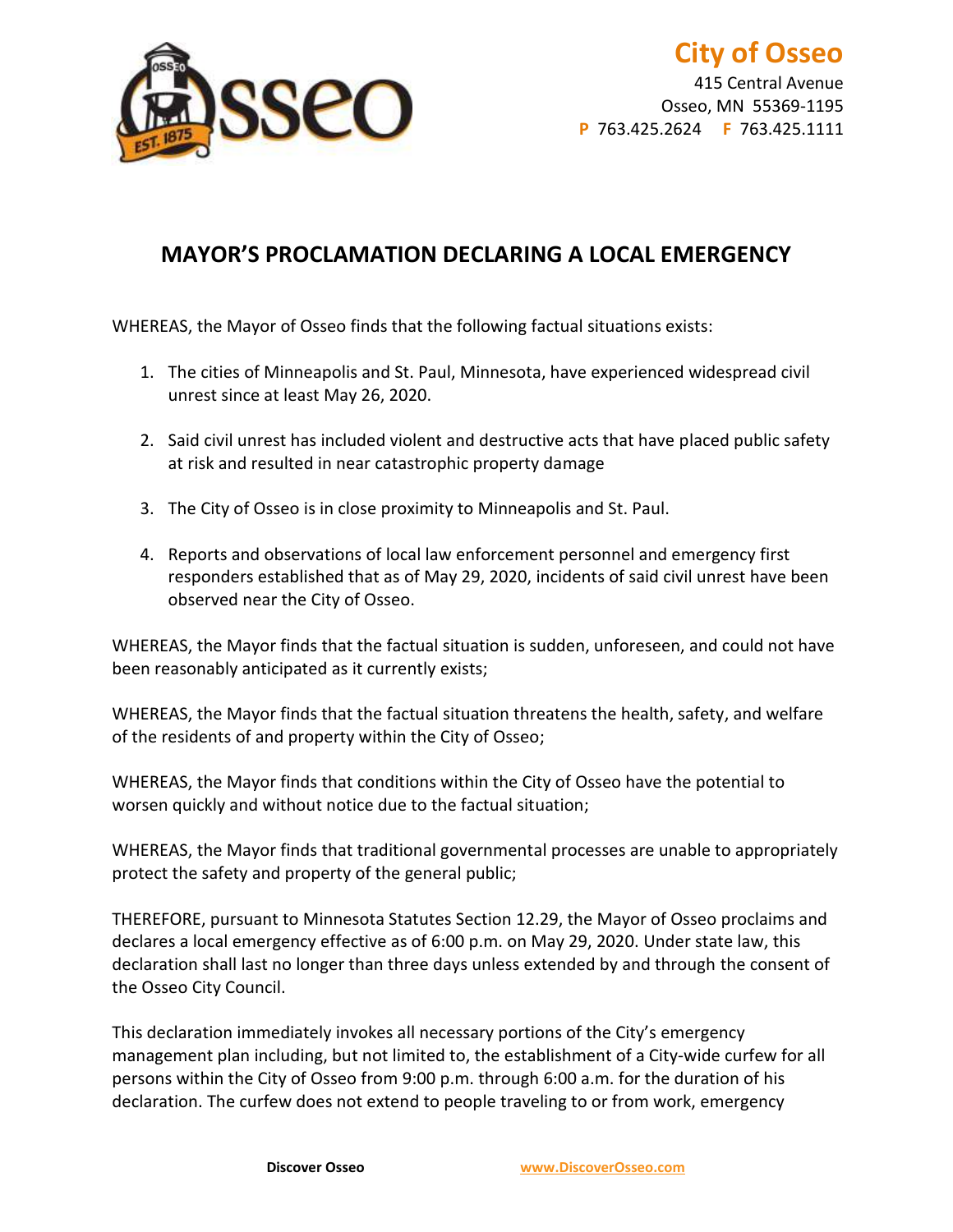**City of Osseo**

415 Central Avenue
Osseo, MN 55369-1195
**P** 763.425.2624 **F** 763.425.1111

# MAYOR'S PROCLAMATION DECLARING A LOCAL EMERGENCY

WHEREAS, the Mayor of Osseo finds that the following factual situations exists:

1. The cities of Minneapolis and St. Paul, Minnesota, have experienced widespread civil unrest since at least May 26, 2020.

2. Said civil unrest has included violent and destructive acts that have placed public safety at risk and resulted in near catastrophic property damage

3. The City of Osseo is in close proximity to Minneapolis and St. Paul.

4. Reports and observations of local law enforcement personnel and emergency first responders established that as of May 29, 2020, incidents of said civil unrest have been observed near the City of Osseo.

WHEREAS, the Mayor finds that the factual situation is sudden, unforeseen, and could not have been reasonably anticipated as it currently exists;

WHEREAS, the Mayor finds that the factual situation threatens the health, safety, and welfare of the residents of and property within the City of Osseo;

WHEREAS, the Mayor finds that conditions within the City of Osseo have the potential to worsen quickly and without notice due to the factual situation;

WHEREAS, the Mayor finds that traditional governmental processes are unable to appropriately protect the safety and property of the general public;

THEREFORE, pursuant to Minnesota Statutes Section 12.29, the Mayor of Osseo proclaims and declares a local emergency effective as of 6:00 p.m. on May 29, 2020. Under state law, this declaration shall last no longer than three days unless extended by and through the consent of the Osseo City Council.

This declaration immediately invokes all necessary portions of the City's emergency management plan including, but not limited to, the establishment of a City-wide curfew for all persons within the City of Osseo from 9:00 p.m. through 6:00 a.m. for the duration of his declaration. The curfew does not extend to people traveling to or from work, emergency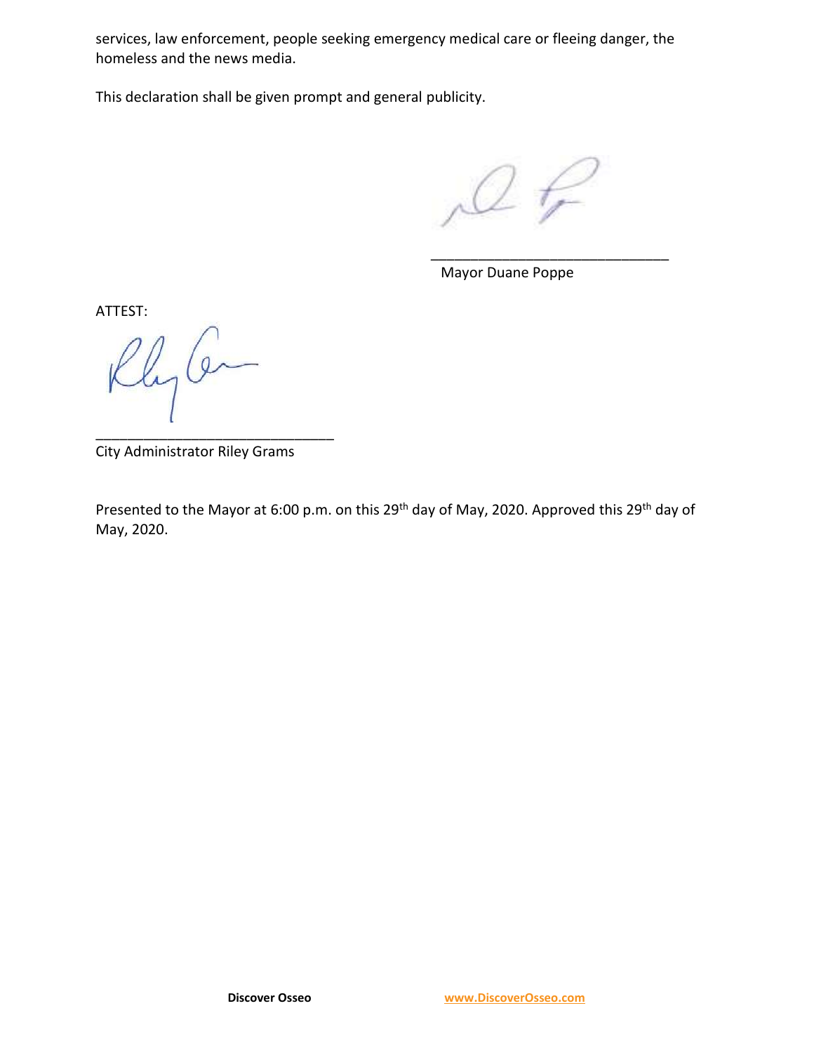services, law enforcement, people seeking emergency medical care or fleeing danger, the homeless and the news media.

This declaration shall be given prompt and general publicity.

\_\_\_\_\_\_\_\_\_\_\_\_\_\_\_\_\_\_\_\_\_\_\_\_\_\_\_\_\_\_
Mayor Duane Poppe

ATTEST:

\_\_\_\_\_\_\_\_\_\_\_\_\_\_\_\_\_\_\_\_\_\_\_\_\_\_\_\_\_\_
City Administrator Riley Grams

Presented to the Mayor at 6:00 p.m. on this 29th day of May, 2020. Approved this 29th day of May, 2020.